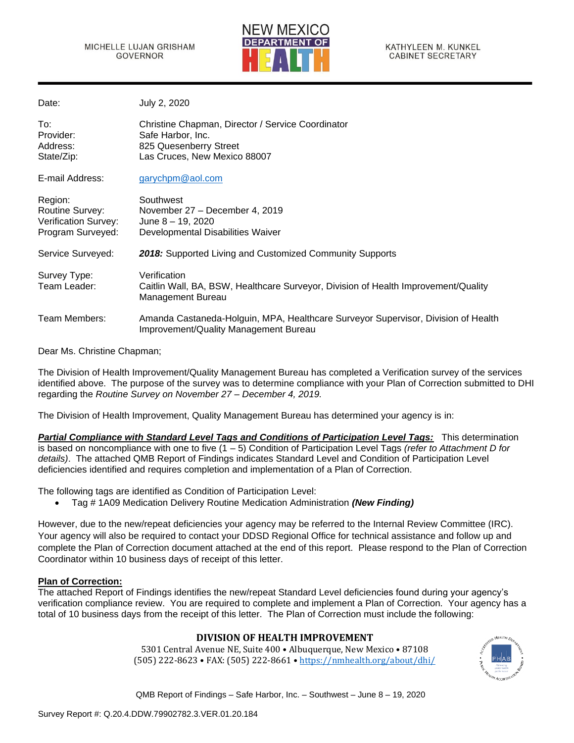MICHELLE LUJAN GRISHAM
GOVERNOR

NEW MEXICO DEPARTMENT OF HEALTH

KATHYLEEN M. KUNKEL
CABINET SECRETARY

| | |
|---|---|
| Date: | July 2, 2020 |
| To: | Christine Chapman, Director / Service Coordinator |
| Provider: | Safe Harbor, Inc. |
| Address: | 825 Quesenberry Street |
| State/Zip: | Las Cruces, New Mexico 88007 |
| E-mail Address: | garychpm@aol.com |
| Region: | Southwest |
| Routine Survey: | November 27 – December 4, 2019 |
| Verification Survey: | June 8 – 19, 2020 |
| Program Surveyed: | Developmental Disabilities Waiver |
| Service Surveyed: | ***2018:*** Supported Living and Customized Community Supports |
| Survey Type: | Verification |
| Team Leader: | Caitlin Wall, BA, BSW, Healthcare Surveyor, Division of Health Improvement/Quality Management Bureau |
| Team Members: | Amanda Castaneda-Holguin, MPA, Healthcare Surveyor Supervisor, Division of Health Improvement/Quality Management Bureau |

Dear Ms. Christine Chapman;

The Division of Health Improvement/Quality Management Bureau has completed a Verification survey of the services identified above. The purpose of the survey was to determine compliance with your Plan of Correction submitted to DHI regarding the *Routine Survey on November 27 – December 4, 2019.*

The Division of Health Improvement, Quality Management Bureau has determined your agency is in:

***<u>Partial Compliance with Standard Level Tags and Conditions of Participation Level Tags:</u>*** This determination is based on noncompliance with one to five (1 – 5) Condition of Participation Level Tags *(refer to Attachment D for details)*. The attached QMB Report of Findings indicates Standard Level and Condition of Participation Level deficiencies identified and requires completion and implementation of a Plan of Correction.

The following tags are identified as Condition of Participation Level:

- Tag # 1A09 Medication Delivery Routine Medication Administration ***(New Finding)***

However, due to the new/repeat deficiencies your agency may be referred to the Internal Review Committee (IRC). Your agency will also be required to contact your DDSD Regional Office for technical assistance and follow up and complete the Plan of Correction document attached at the end of this report. Please respond to the Plan of Correction Coordinator within 10 business days of receipt of this letter.

**<u>Plan of Correction:</u>**
The attached Report of Findings identifies the new/repeat Standard Level deficiencies found during your agency's verification compliance review. You are required to complete and implement a Plan of Correction. Your agency has a total of 10 business days from the receipt of this letter. The Plan of Correction must include the following:

**DIVISION OF HEALTH IMPROVEMENT**
5301 Central Avenue NE, Suite 400 • Albuquerque, New Mexico • 87108
(505) 222-8623 • FAX: (505) 222-8661 • https://nmhealth.org/about/dhi/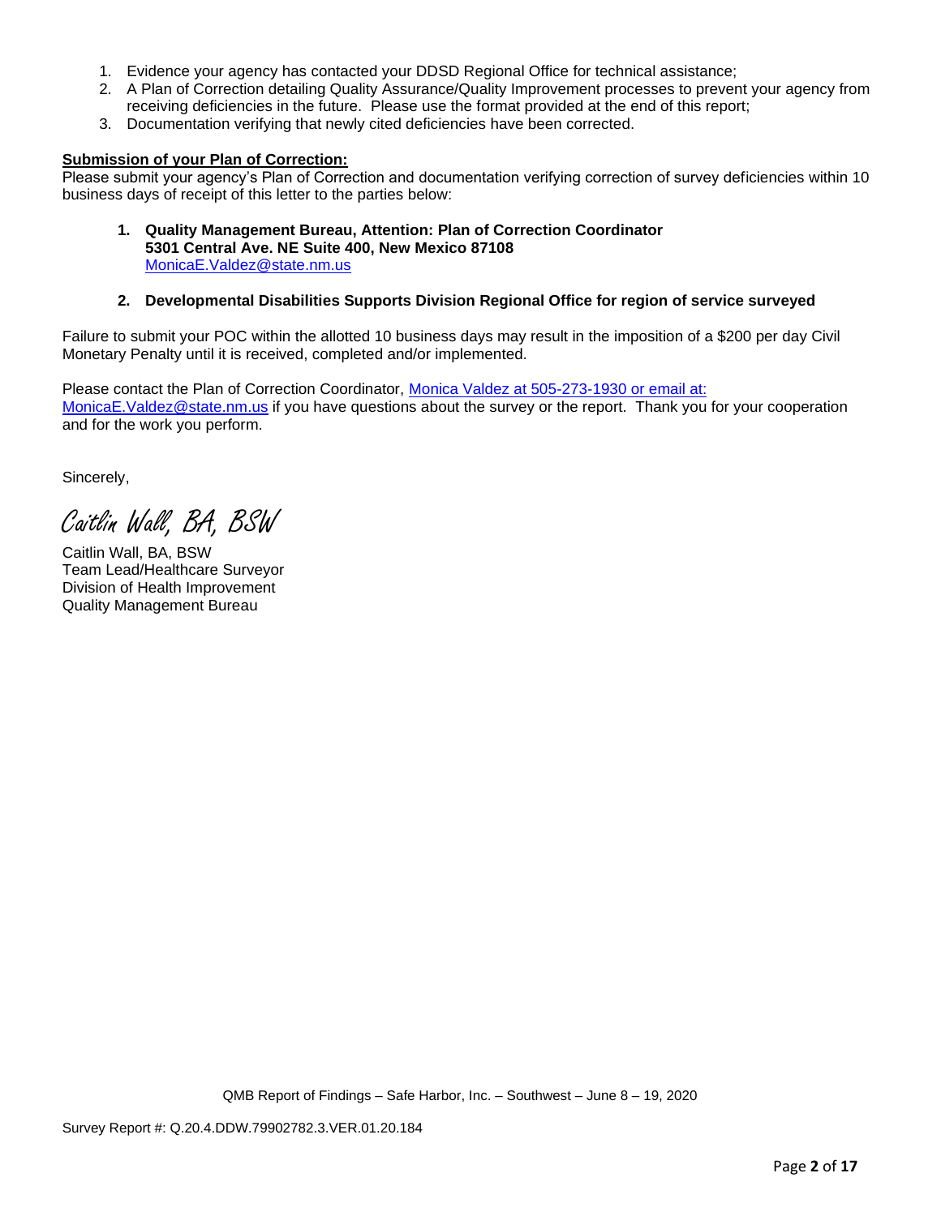1. Evidence your agency has contacted your DDSD Regional Office for technical assistance;
2. A Plan of Correction detailing Quality Assurance/Quality Improvement processes to prevent your agency from receiving deficiencies in the future. Please use the format provided at the end of this report;
3. Documentation verifying that newly cited deficiencies have been corrected.

**Submission of your Plan of Correction:**

Please submit your agency's Plan of Correction and documentation verifying correction of survey deficiencies within 10 business days of receipt of this letter to the parties below:

1. **Quality Management Bureau, Attention: Plan of Correction Coordinator**
   **5301 Central Ave. NE Suite 400, New Mexico 87108**
   MonicaE.Valdez@state.nm.us

2. **Developmental Disabilities Supports Division Regional Office for region of service surveyed**

Failure to submit your POC within the allotted 10 business days may result in the imposition of a $200 per day Civil Monetary Penalty until it is received, completed and/or implemented.

Please contact the Plan of Correction Coordinator, Monica Valdez at 505-273-1930 or email at: MonicaE.Valdez@state.nm.us if you have questions about the survey or the report. Thank you for your cooperation and for the work you perform.

Sincerely,

*Caitlin Wall, BA, BSW*

Caitlin Wall, BA, BSW
Team Lead/Healthcare Surveyor
Division of Health Improvement
Quality Management Bureau

QMB Report of Findings – Safe Harbor, Inc. – Southwest – June 8 – 19, 2020

Survey Report #: Q.20.4.DDW.79902782.3.VER.01.20.184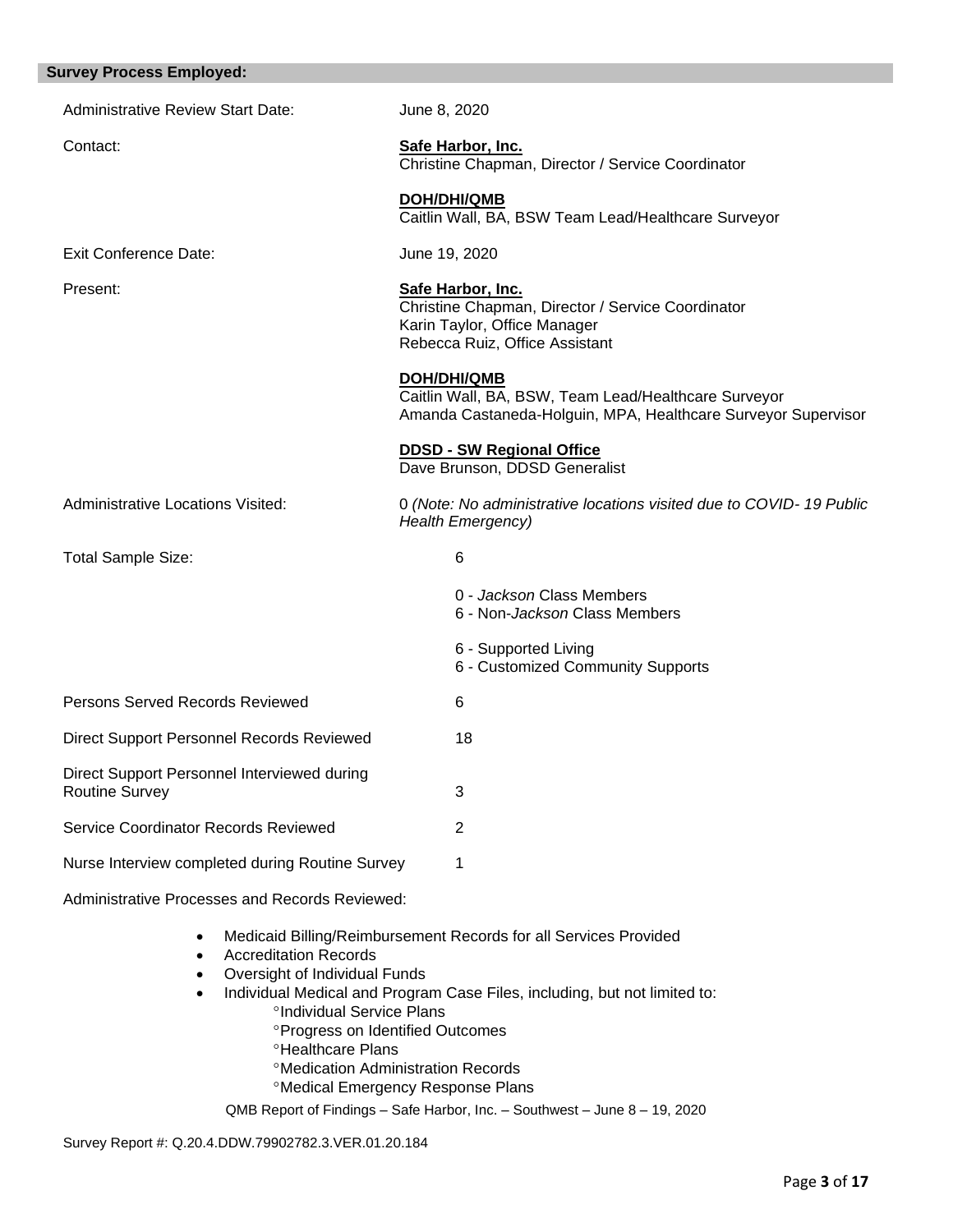## Survey Process Employed:

| | |
|---|---|
| Administrative Review Start Date: | June 8, 2020 |
| Contact: | **Safe Harbor, Inc.**<br>Christine Chapman, Director / Service Coordinator<br><br>**DOH/DHI/QMB**<br>Caitlin Wall, BA, BSW Team Lead/Healthcare Surveyor |
| Exit Conference Date: | June 19, 2020 |
| Present: | **Safe Harbor, Inc.**<br>Christine Chapman, Director / Service Coordinator<br>Karin Taylor, Office Manager<br>Rebecca Ruiz, Office Assistant<br><br>**DOH/DHI/QMB**<br>Caitlin Wall, BA, BSW, Team Lead/Healthcare Surveyor<br>Amanda Castaneda-Holguin, MPA, Healthcare Surveyor Supervisor<br><br>**DDSD - SW Regional Office**<br>Dave Brunson, DDSD Generalist |
| Administrative Locations Visited: | 0 *(Note: No administrative locations visited due to COVID- 19 Public Health Emergency)* |
| Total Sample Size: | 6<br><br>0 - *Jackson* Class Members<br>6 - Non-*Jackson* Class Members<br><br>6 - Supported Living<br>6 - Customized Community Supports |
| Persons Served Records Reviewed | 6 |
| Direct Support Personnel Records Reviewed | 18 |
| Direct Support Personnel Interviewed during Routine Survey | 3 |
| Service Coordinator Records Reviewed | 2 |
| Nurse Interview completed during Routine Survey | 1 |

Administrative Processes and Records Reviewed:

- Medicaid Billing/Reimbursement Records for all Services Provided
- Accreditation Records
- Oversight of Individual Funds
- Individual Medical and Program Case Files, including, but not limited to:
  - °Individual Service Plans
  - °Progress on Identified Outcomes
  - °Healthcare Plans
  - °Medication Administration Records
  - °Medical Emergency Response Plans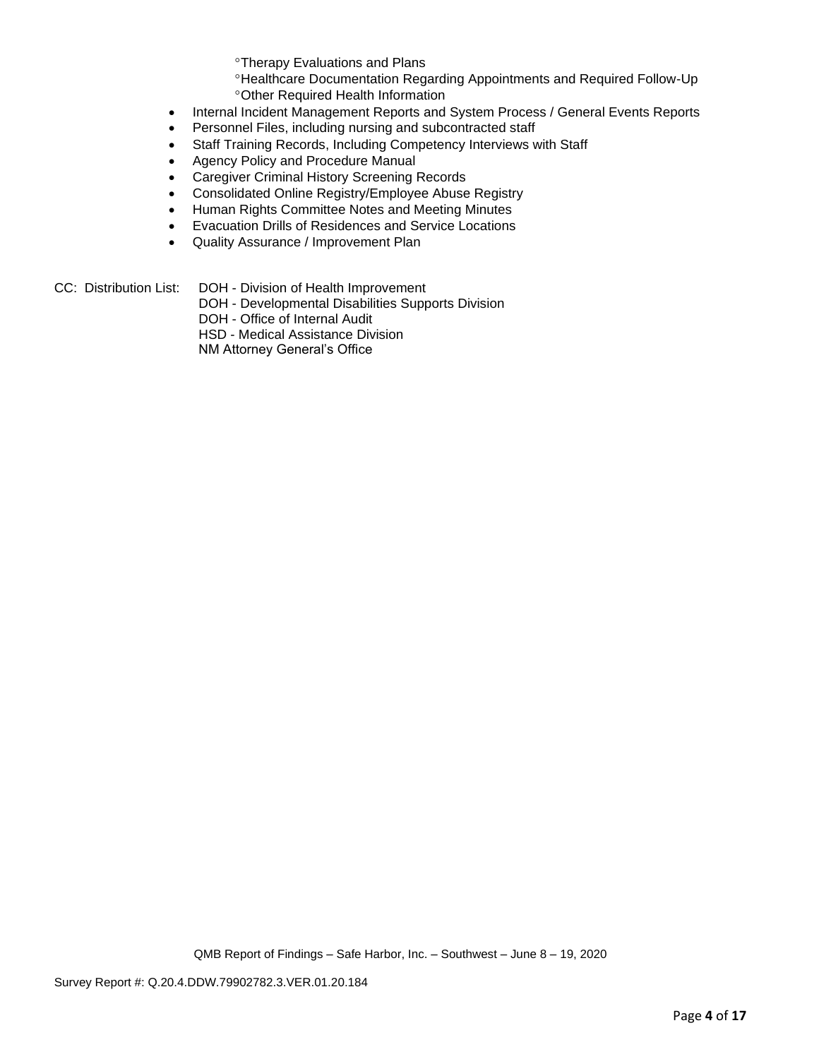- °Therapy Evaluations and Plans
    - °Healthcare Documentation Regarding Appointments and Required Follow-Up
    - °Other Required Health Information
- Internal Incident Management Reports and System Process / General Events Reports
- Personnel Files, including nursing and subcontracted staff
- Staff Training Records, Including Competency Interviews with Staff
- Agency Policy and Procedure Manual
- Caregiver Criminal History Screening Records
- Consolidated Online Registry/Employee Abuse Registry
- Human Rights Committee Notes and Meeting Minutes
- Evacuation Drills of Residences and Service Locations
- Quality Assurance / Improvement Plan

CC: Distribution List: DOH - Division of Health Improvement
DOH - Developmental Disabilities Supports Division
DOH - Office of Internal Audit
HSD - Medical Assistance Division
NM Attorney General's Office

QMB Report of Findings – Safe Harbor, Inc. – Southwest – June 8 – 19, 2020

Survey Report #: Q.20.4.DDW.79902782.3.VER.01.20.184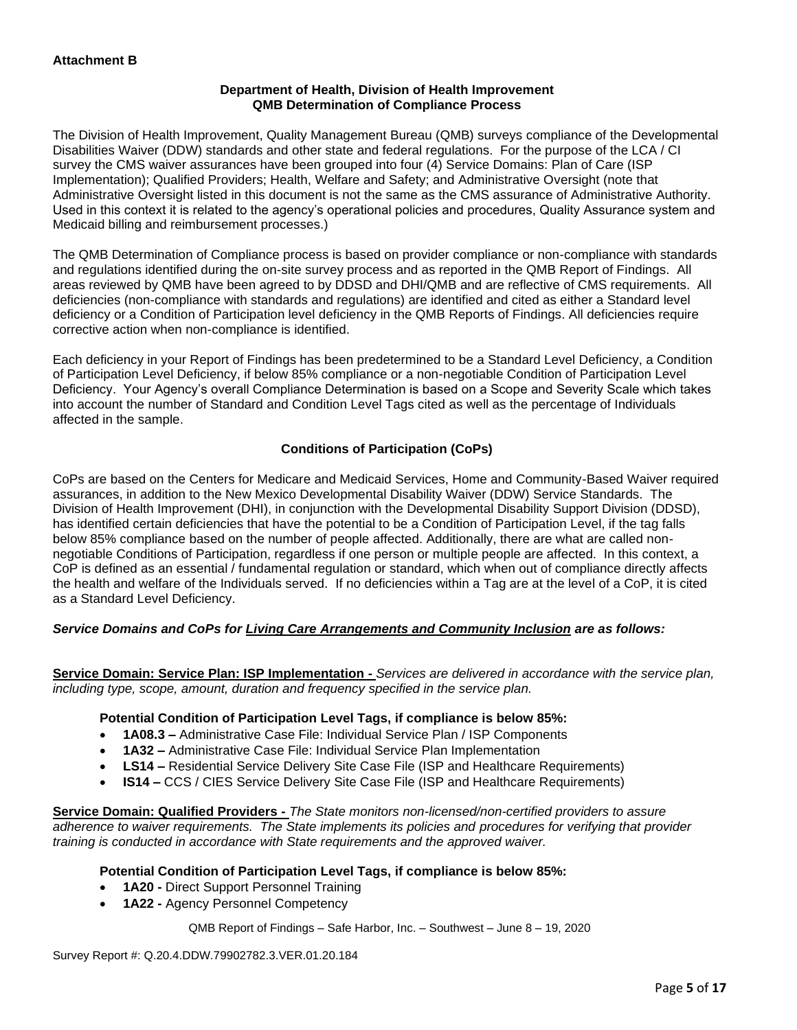**Attachment B**

**Department of Health, Division of Health Improvement**
**QMB Determination of Compliance Process**

The Division of Health Improvement, Quality Management Bureau (QMB) surveys compliance of the Developmental Disabilities Waiver (DDW) standards and other state and federal regulations. For the purpose of the LCA / CI survey the CMS waiver assurances have been grouped into four (4) Service Domains: Plan of Care (ISP Implementation); Qualified Providers; Health, Welfare and Safety; and Administrative Oversight (note that Administrative Oversight listed in this document is not the same as the CMS assurance of Administrative Authority. Used in this context it is related to the agency's operational policies and procedures, Quality Assurance system and Medicaid billing and reimbursement processes.)

The QMB Determination of Compliance process is based on provider compliance or non-compliance with standards and regulations identified during the on-site survey process and as reported in the QMB Report of Findings. All areas reviewed by QMB have been agreed to by DDSD and DHI/QMB and are reflective of CMS requirements. All deficiencies (non-compliance with standards and regulations) are identified and cited as either a Standard level deficiency or a Condition of Participation level deficiency in the QMB Reports of Findings. All deficiencies require corrective action when non-compliance is identified.

Each deficiency in your Report of Findings has been predetermined to be a Standard Level Deficiency, a Condition of Participation Level Deficiency, if below 85% compliance or a non-negotiable Condition of Participation Level Deficiency. Your Agency's overall Compliance Determination is based on a Scope and Severity Scale which takes into account the number of Standard and Condition Level Tags cited as well as the percentage of Individuals affected in the sample.

**Conditions of Participation (CoPs)**

CoPs are based on the Centers for Medicare and Medicaid Services, Home and Community-Based Waiver required assurances, in addition to the New Mexico Developmental Disability Waiver (DDW) Service Standards. The Division of Health Improvement (DHI), in conjunction with the Developmental Disability Support Division (DDSD), has identified certain deficiencies that have the potential to be a Condition of Participation Level, if the tag falls below 85% compliance based on the number of people affected. Additionally, there are what are called non-negotiable Conditions of Participation, regardless if one person or multiple people are affected. In this context, a CoP is defined as an essential / fundamental regulation or standard, which when out of compliance directly affects the health and welfare of the Individuals served. If no deficiencies within a Tag are at the level of a CoP, it is cited as a Standard Level Deficiency.

***Service Domains and CoPs for Living Care Arrangements and Community Inclusion are as follows:***

**Service Domain: Service Plan: ISP Implementation -** *Services are delivered in accordance with the service plan, including type, scope, amount, duration and frequency specified in the service plan.*

**Potential Condition of Participation Level Tags, if compliance is below 85%:**

- **1A08.3 –** Administrative Case File: Individual Service Plan / ISP Components
- **1A32 –** Administrative Case File: Individual Service Plan Implementation
- **LS14 –** Residential Service Delivery Site Case File (ISP and Healthcare Requirements)
- **IS14 –** CCS / CIES Service Delivery Site Case File (ISP and Healthcare Requirements)

**Service Domain: Qualified Providers -** *The State monitors non-licensed/non-certified providers to assure adherence to waiver requirements. The State implements its policies and procedures for verifying that provider training is conducted in accordance with State requirements and the approved waiver.*

**Potential Condition of Participation Level Tags, if compliance is below 85%:**

- **1A20 -** Direct Support Personnel Training
- **1A22 -** Agency Personnel Competency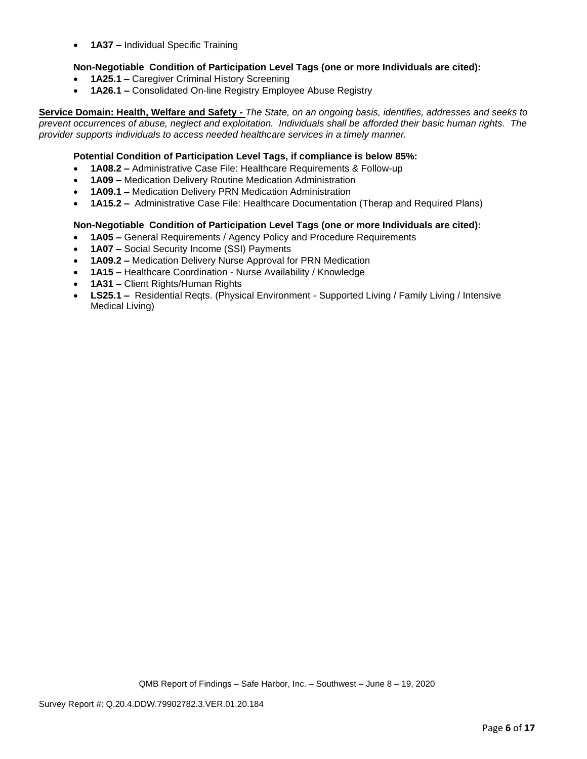- **1A37 –** Individual Specific Training

**Non-Negotiable Condition of Participation Level Tags (one or more Individuals are cited):**

- **1A25.1 –** Caregiver Criminal History Screening
- **1A26.1 –** Consolidated On-line Registry Employee Abuse Registry

**Service Domain: Health, Welfare and Safety -** *The State, on an ongoing basis, identifies, addresses and seeks to prevent occurrences of abuse, neglect and exploitation. Individuals shall be afforded their basic human rights. The provider supports individuals to access needed healthcare services in a timely manner.*

**Potential Condition of Participation Level Tags, if compliance is below 85%:**

- **1A08.2 –** Administrative Case File: Healthcare Requirements & Follow-up
- **1A09 –** Medication Delivery Routine Medication Administration
- **1A09.1 –** Medication Delivery PRN Medication Administration
- **1A15.2 –** Administrative Case File: Healthcare Documentation (Therap and Required Plans)

**Non-Negotiable Condition of Participation Level Tags (one or more Individuals are cited):**

- **1A05 –** General Requirements / Agency Policy and Procedure Requirements
- **1A07 –** Social Security Income (SSI) Payments
- **1A09.2 –** Medication Delivery Nurse Approval for PRN Medication
- **1A15 –** Healthcare Coordination - Nurse Availability / Knowledge
- **1A31 –** Client Rights/Human Rights
- **LS25.1 –** Residential Reqts. (Physical Environment - Supported Living / Family Living / Intensive Medical Living)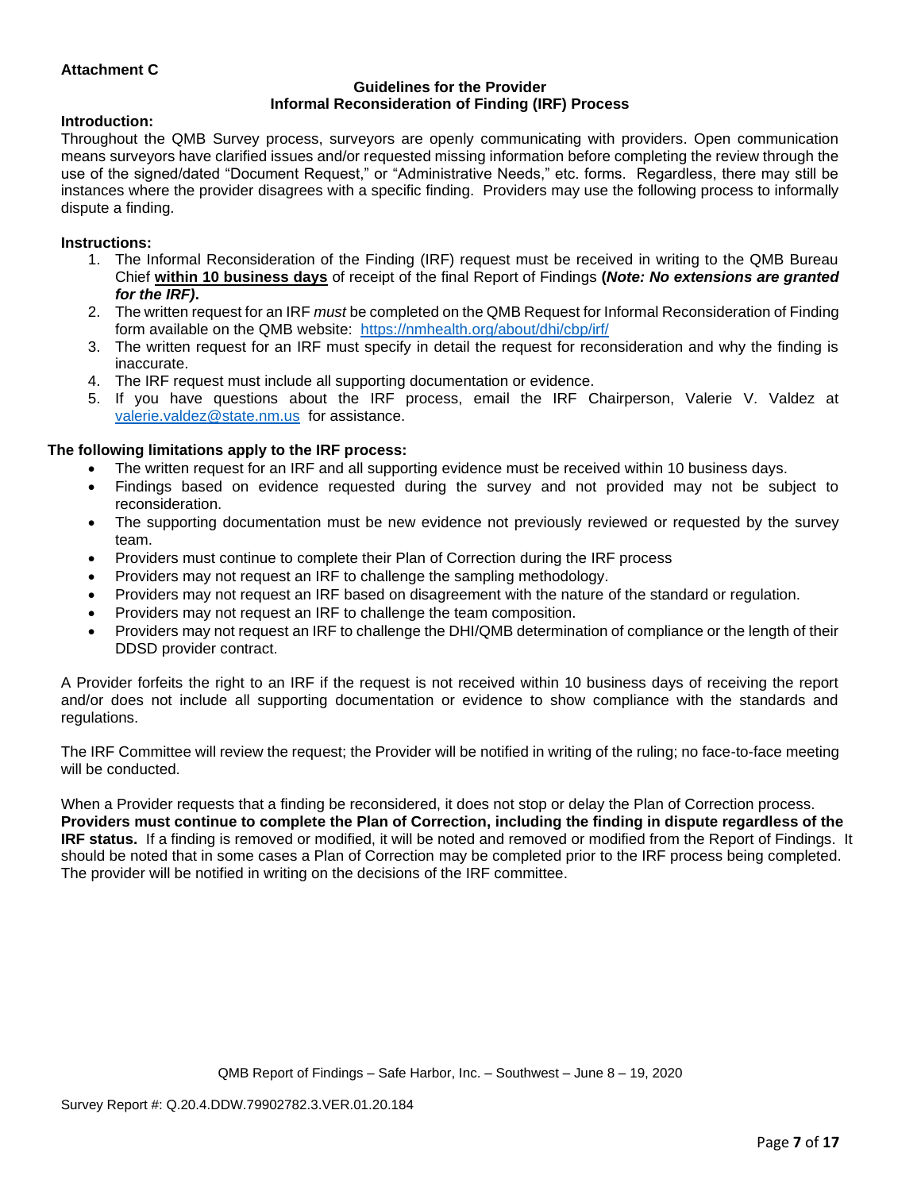**Attachment C**

**Guidelines for the Provider**
**Informal Reconsideration of Finding (IRF) Process**

**Introduction:**

Throughout the QMB Survey process, surveyors are openly communicating with providers. Open communication means surveyors have clarified issues and/or requested missing information before completing the review through the use of the signed/dated "Document Request," or "Administrative Needs," etc. forms. Regardless, there may still be instances where the provider disagrees with a specific finding. Providers may use the following process to informally dispute a finding.

**Instructions:**

1. The Informal Reconsideration of the Finding (IRF) request must be received in writing to the QMB Bureau Chief **within 10 business days** of receipt of the final Report of Findings **(*Note: No extensions are granted for the IRF)*.**
2. The written request for an IRF *must* be completed on the QMB Request for Informal Reconsideration of Finding form available on the QMB website: [https://nmhealth.org/about/dhi/cbp/irf/](https://nmhealth.org/about/dhi/cbp/irf/)
3. The written request for an IRF must specify in detail the request for reconsideration and why the finding is inaccurate.
4. The IRF request must include all supporting documentation or evidence.
5. If you have questions about the IRF process, email the IRF Chairperson, Valerie V. Valdez at [valerie.valdez@state.nm.us](mailto:valerie.valdez@state.nm.us) for assistance.

**The following limitations apply to the IRF process:**

- The written request for an IRF and all supporting evidence must be received within 10 business days.
- Findings based on evidence requested during the survey and not provided may not be subject to reconsideration.
- The supporting documentation must be new evidence not previously reviewed or requested by the survey team.
- Providers must continue to complete their Plan of Correction during the IRF process
- Providers may not request an IRF to challenge the sampling methodology.
- Providers may not request an IRF based on disagreement with the nature of the standard or regulation.
- Providers may not request an IRF to challenge the team composition.
- Providers may not request an IRF to challenge the DHI/QMB determination of compliance or the length of their DDSD provider contract.

A Provider forfeits the right to an IRF if the request is not received within 10 business days of receiving the report and/or does not include all supporting documentation or evidence to show compliance with the standards and regulations.

The IRF Committee will review the request; the Provider will be notified in writing of the ruling; no face-to-face meeting will be conducted.

When a Provider requests that a finding be reconsidered, it does not stop or delay the Plan of Correction process. **Providers must continue to complete the Plan of Correction, including the finding in dispute regardless of the IRF status.** If a finding is removed or modified, it will be noted and removed or modified from the Report of Findings. It should be noted that in some cases a Plan of Correction may be completed prior to the IRF process being completed. The provider will be notified in writing on the decisions of the IRF committee.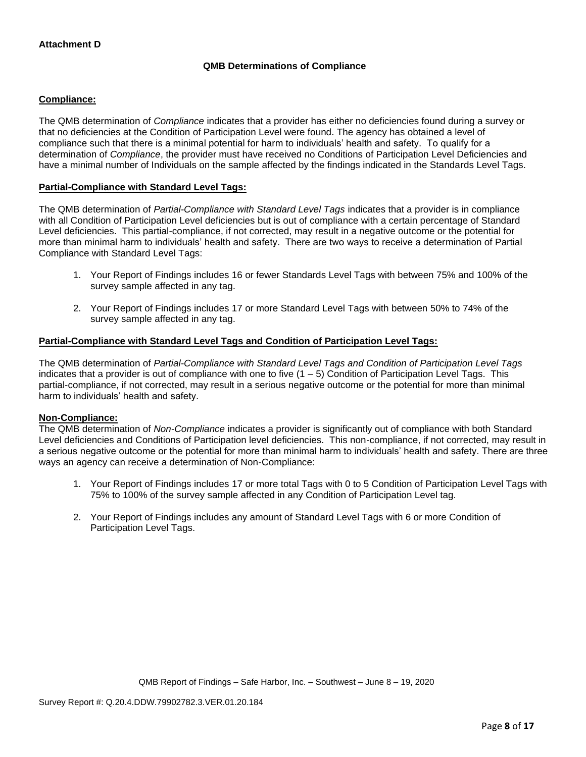**Attachment D**

### QMB Determinations of Compliance

**Compliance:**

The QMB determination of *Compliance* indicates that a provider has either no deficiencies found during a survey or that no deficiencies at the Condition of Participation Level were found. The agency has obtained a level of compliance such that there is a minimal potential for harm to individuals' health and safety. To qualify for a determination of *Compliance*, the provider must have received no Conditions of Participation Level Deficiencies and have a minimal number of Individuals on the sample affected by the findings indicated in the Standards Level Tags.

**Partial-Compliance with Standard Level Tags:**

The QMB determination of *Partial-Compliance with Standard Level Tags* indicates that a provider is in compliance with all Condition of Participation Level deficiencies but is out of compliance with a certain percentage of Standard Level deficiencies. This partial-compliance, if not corrected, may result in a negative outcome or the potential for more than minimal harm to individuals' health and safety. There are two ways to receive a determination of Partial Compliance with Standard Level Tags:

1. Your Report of Findings includes 16 or fewer Standards Level Tags with between 75% and 100% of the survey sample affected in any tag.
2. Your Report of Findings includes 17 or more Standard Level Tags with between 50% to 74% of the survey sample affected in any tag.

**Partial-Compliance with Standard Level Tags and Condition of Participation Level Tags:**

The QMB determination of *Partial-Compliance with Standard Level Tags and Condition of Participation Level Tags* indicates that a provider is out of compliance with one to five (1 – 5) Condition of Participation Level Tags. This partial-compliance, if not corrected, may result in a serious negative outcome or the potential for more than minimal harm to individuals' health and safety.

**Non-Compliance:**

The QMB determination of *Non-Compliance* indicates a provider is significantly out of compliance with both Standard Level deficiencies and Conditions of Participation level deficiencies. This non-compliance, if not corrected, may result in a serious negative outcome or the potential for more than minimal harm to individuals' health and safety. There are three ways an agency can receive a determination of Non-Compliance:

1. Your Report of Findings includes 17 or more total Tags with 0 to 5 Condition of Participation Level Tags with 75% to 100% of the survey sample affected in any Condition of Participation Level tag.
2. Your Report of Findings includes any amount of Standard Level Tags with 6 or more Condition of Participation Level Tags.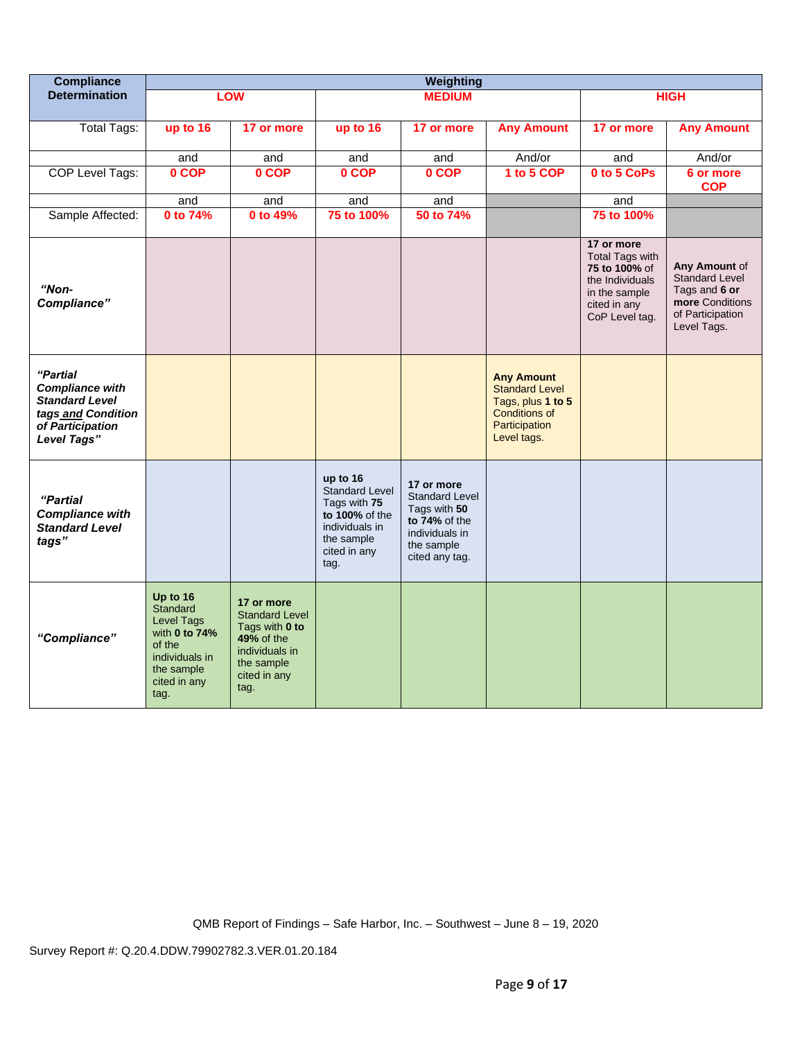| Compliance Determination | Weighting | | | | | | |
|---|---|---|---|---|---|---|---|
| | LOW | | MEDIUM | | | HIGH | |
| Total Tags: | up to 16 | 17 or more | up to 16 | 17 or more | Any Amount | 17 or more | Any Amount |
| | and | and | and | and | And/or | and | And/or |
| COP Level Tags: | 0 COP | 0 COP | 0 COP | 0 COP | 1 to 5 COP | 0 to 5 CoPs | 6 or more COP |
| | and | and | and | and | | and | |
| Sample Affected: | 0 to 74% | 0 to 49% | 75 to 100% | 50 to 74% | | 75 to 100% | |
| ***"Non-Compliance"*** | | | | | | **17 or more** Total Tags with **75 to 100%** of the Individuals in the sample cited in any CoP Level tag. | **Any Amount** of Standard Level Tags and **6 or more** Conditions of Participation Level Tags. |
| ***"Partial Compliance with Standard Level tags and Condition of Participation Level Tags"*** | | | | | **Any Amount** Standard Level Tags, plus **1 to 5** Conditions of Participation Level tags. | | |
| ***"Partial Compliance with Standard Level tags"*** | | | **up to 16** Standard Level Tags with **75 to 100%** of the individuals in the sample cited in any tag. | **17 or more** Standard Level Tags with **50 to 74%** of the individuals in the sample cited any tag. | | | |
| ***"Compliance"*** | **Up to 16** Standard Level Tags with **0 to 74%** of the individuals in the sample cited in any tag. | **17 or more** Standard Level Tags with **0 to 49%** of the individuals in the sample cited in any tag. | | | | | |

QMB Report of Findings – Safe Harbor, Inc. – Southwest – June 8 – 19, 2020

Survey Report #: Q.20.4.DDW.79902782.3.VER.01.20.184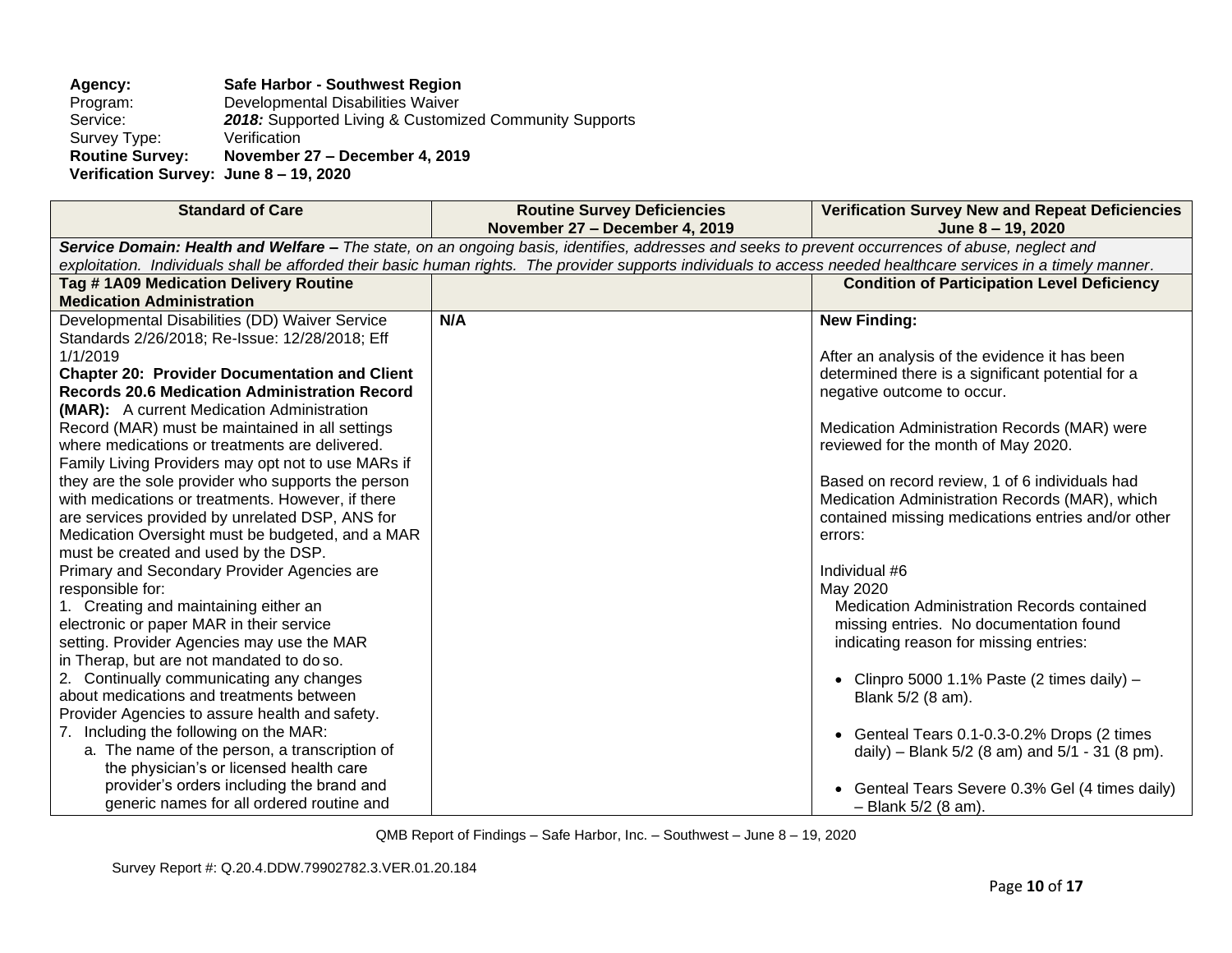**Agency:** **Safe Harbor - Southwest Region**
Program: Developmental Disabilities Waiver
Service: ***2018:*** Supported Living & Customized Community Supports
Survey Type: Verification
**Routine Survey:** **November 27 – December 4, 2019**
**Verification Survey: June 8 – 19, 2020**

| Standard of Care | Routine Survey Deficiencies November 27 – December 4, 2019 | Verification Survey New and Repeat Deficiencies June 8 – 19, 2020 |
|---|---|---|
| ***Service Domain: Health and Welfare –*** *The state, on an ongoing basis, identifies, addresses and seeks to prevent occurrences of abuse, neglect and exploitation. Individuals shall be afforded their basic human rights. The provider supports individuals to access needed healthcare services in a timely manner.* | | |
| **Tag # 1A09 Medication Delivery Routine Medication Administration** | | **Condition of Participation Level Deficiency** |
| Developmental Disabilities (DD) Waiver Service Standards 2/26/2018; Re-Issue: 12/28/2018; Eff 1/1/2019<br>**Chapter 20: Provider Documentation and Client Records 20.6 Medication Administration Record (MAR):** A current Medication Administration Record (MAR) must be maintained in all settings where medications or treatments are delivered. Family Living Providers may opt not to use MARs if they are the sole provider who supports the person with medications or treatments. However, if there are services provided by unrelated DSP, ANS for Medication Oversight must be budgeted, and a MAR must be created and used by the DSP.<br>Primary and Secondary Provider Agencies are responsible for:<br>1. Creating and maintaining either an electronic or paper MAR in their service setting. Provider Agencies may use the MAR in Therap, but are not mandated to do so.<br>2. Continually communicating any changes about medications and treatments between Provider Agencies to assure health and safety.<br>7. Including the following on the MAR:<br>a. The name of the person, a transcription of the physician's or licensed health care provider's orders including the brand and generic names for all ordered routine and | **N/A** | **New Finding:**<br><br>After an analysis of the evidence it has been determined there is a significant potential for a negative outcome to occur.<br><br>Medication Administration Records (MAR) were reviewed for the month of May 2020.<br><br>Based on record review, 1 of 6 individuals had Medication Administration Records (MAR), which contained missing medications entries and/or other errors:<br><br>Individual #6<br>May 2020<br>Medication Administration Records contained missing entries. No documentation found indicating reason for missing entries:<br><br>• Clinpro 5000 1.1% Paste (2 times daily) – Blank 5/2 (8 am).<br><br>• Genteal Tears 0.1-0.3-0.2% Drops (2 times daily) – Blank 5/2 (8 am) and 5/1 - 31 (8 pm).<br><br>• Genteal Tears Severe 0.3% Gel (4 times daily) – Blank 5/2 (8 am). |

QMB Report of Findings – Safe Harbor, Inc. – Southwest – June 8 – 19, 2020

Survey Report #: Q.20.4.DDW.79902782.3.VER.01.20.184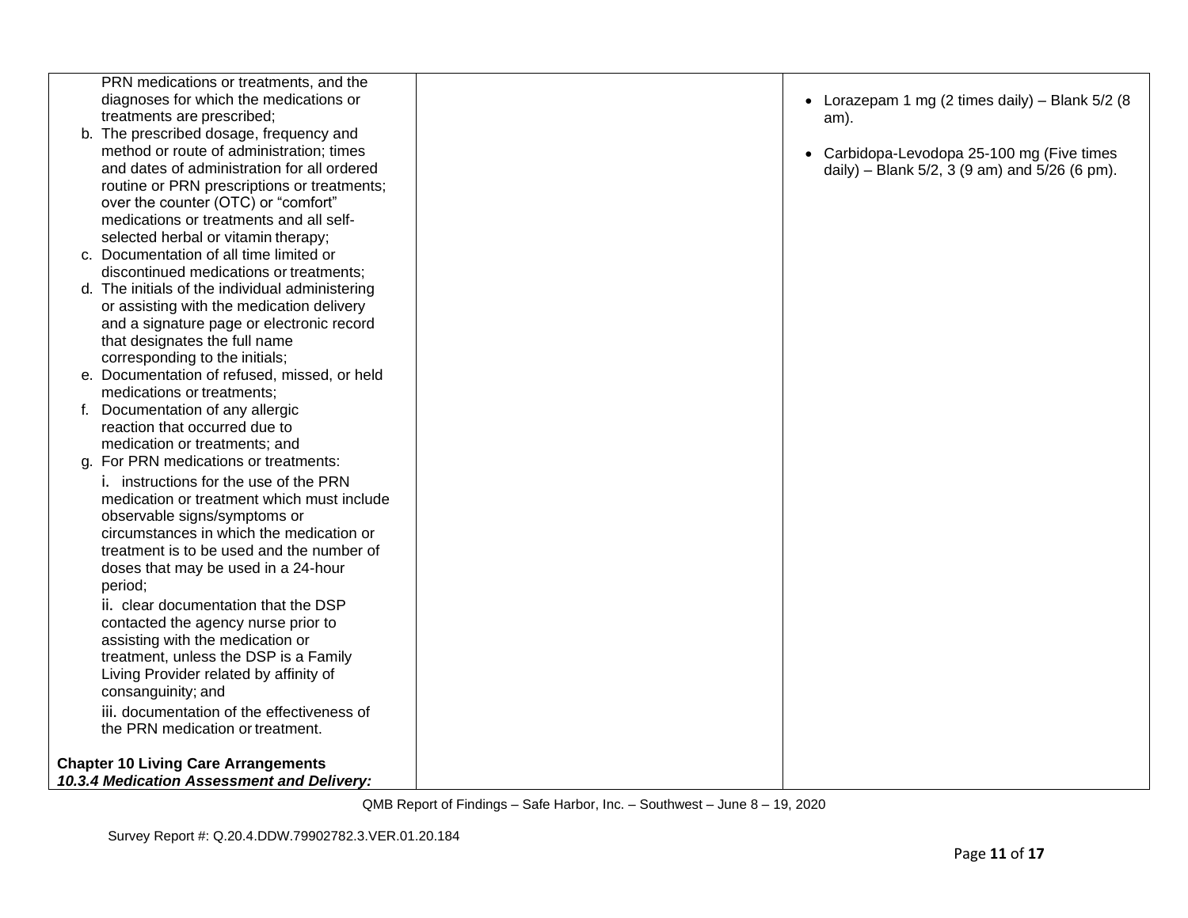| | | |
|---|---|---|
| PRN medications or treatments, and the diagnoses for which the medications or treatments are prescribed;<br>b. The prescribed dosage, frequency and method or route of administration; times and dates of administration for all ordered routine or PRN prescriptions or treatments; over the counter (OTC) or "comfort" medications or treatments and all self-selected herbal or vitamin therapy;<br>c. Documentation of all time limited or discontinued medications or treatments;<br>d. The initials of the individual administering or assisting with the medication delivery and a signature page or electronic record that designates the full name corresponding to the initials;<br>e. Documentation of refused, missed, or held medications or treatments;<br>f. Documentation of any allergic reaction that occurred due to medication or treatments; and<br>g. For PRN medications or treatments:<br>i. instructions for the use of the PRN medication or treatment which must include observable signs/symptoms or circumstances in which the medication or treatment is to be used and the number of doses that may be used in a 24-hour period;<br>ii. clear documentation that the DSP contacted the agency nurse prior to assisting with the medication or treatment, unless the DSP is a Family Living Provider related by affinity of consanguinity; and<br>iii. documentation of the effectiveness of the PRN medication or treatment.<br><br>**Chapter 10 Living Care Arrangements**<br>***10.3.4 Medication Assessment and Delivery:*** | | • Lorazepam 1 mg (2 times daily) – Blank 5/2 (8 am).<br><br>• Carbidopa-Levodopa 25-100 mg (Five times daily) – Blank 5/2, 3 (9 am) and 5/26 (6 pm). |

QMB Report of Findings – Safe Harbor, Inc. – Southwest – June 8 – 19, 2020

Survey Report #: Q.20.4.DDW.79902782.3.VER.01.20.184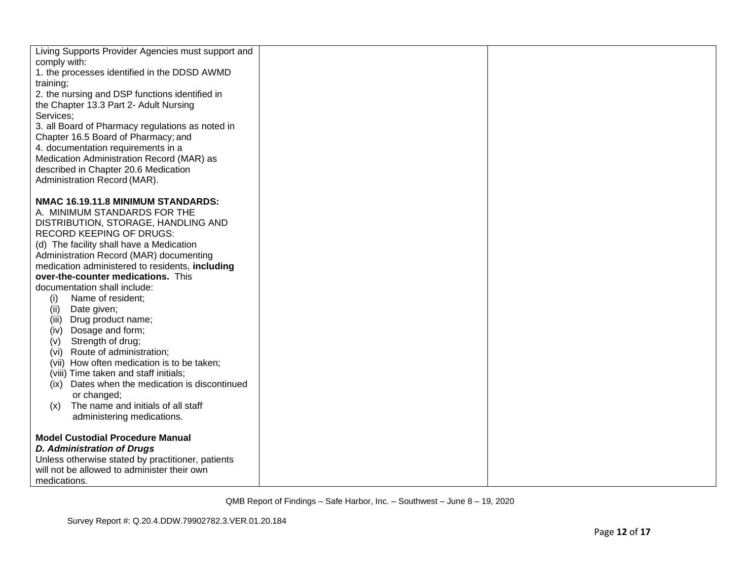| | | |
|---|---|---|
| Living Supports Provider Agencies must support and comply with:<br>1. the processes identified in the DDSD AWMD training;<br>2. the nursing and DSP functions identified in the Chapter 13.3 Part 2- Adult Nursing Services;<br>3. all Board of Pharmacy regulations as noted in Chapter 16.5 Board of Pharmacy; and<br>4. documentation requirements in a Medication Administration Record (MAR) as described in Chapter 20.6 Medication Administration Record (MAR).<br><br>**NMAC 16.19.11.8 MINIMUM STANDARDS:**<br>A. MINIMUM STANDARDS FOR THE DISTRIBUTION, STORAGE, HANDLING AND RECORD KEEPING OF DRUGS:<br>(d) The facility shall have a Medication Administration Record (MAR) documenting medication administered to residents, **including over-the-counter medications.** This documentation shall include:<br>(i) Name of resident;<br>(ii) Date given;<br>(iii) Drug product name;<br>(iv) Dosage and form;<br>(v) Strength of drug;<br>(vi) Route of administration;<br>(vii) How often medication is to be taken;<br>(viii) Time taken and staff initials;<br>(ix) Dates when the medication is discontinued or changed;<br>(x) The name and initials of all staff administering medications.<br><br>**Model Custodial Procedure Manual**<br>***D. Administration of Drugs***<br>Unless otherwise stated by practitioner, patients will not be allowed to administer their own medications. | | |

QMB Report of Findings – Safe Harbor, Inc. – Southwest – June 8 – 19, 2020

Survey Report #: Q.20.4.DDW.79902782.3.VER.01.20.184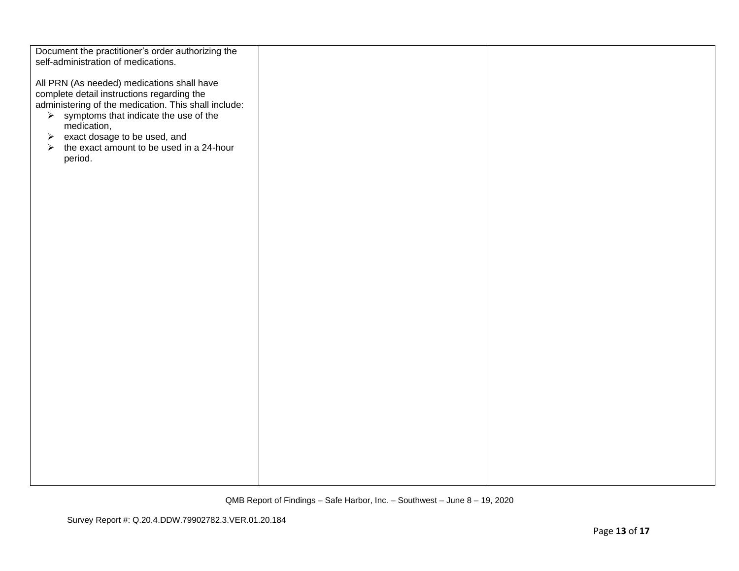| | | |
|---|---|---|
| Document the practitioner's order authorizing the self-administration of medications.<br><br>All PRN (As needed) medications shall have complete detail instructions regarding the administering of the medication. This shall include:<br>➢ symptoms that indicate the use of the medication,<br>➢ exact dosage to be used, and<br>➢ the exact amount to be used in a 24-hour period. | | |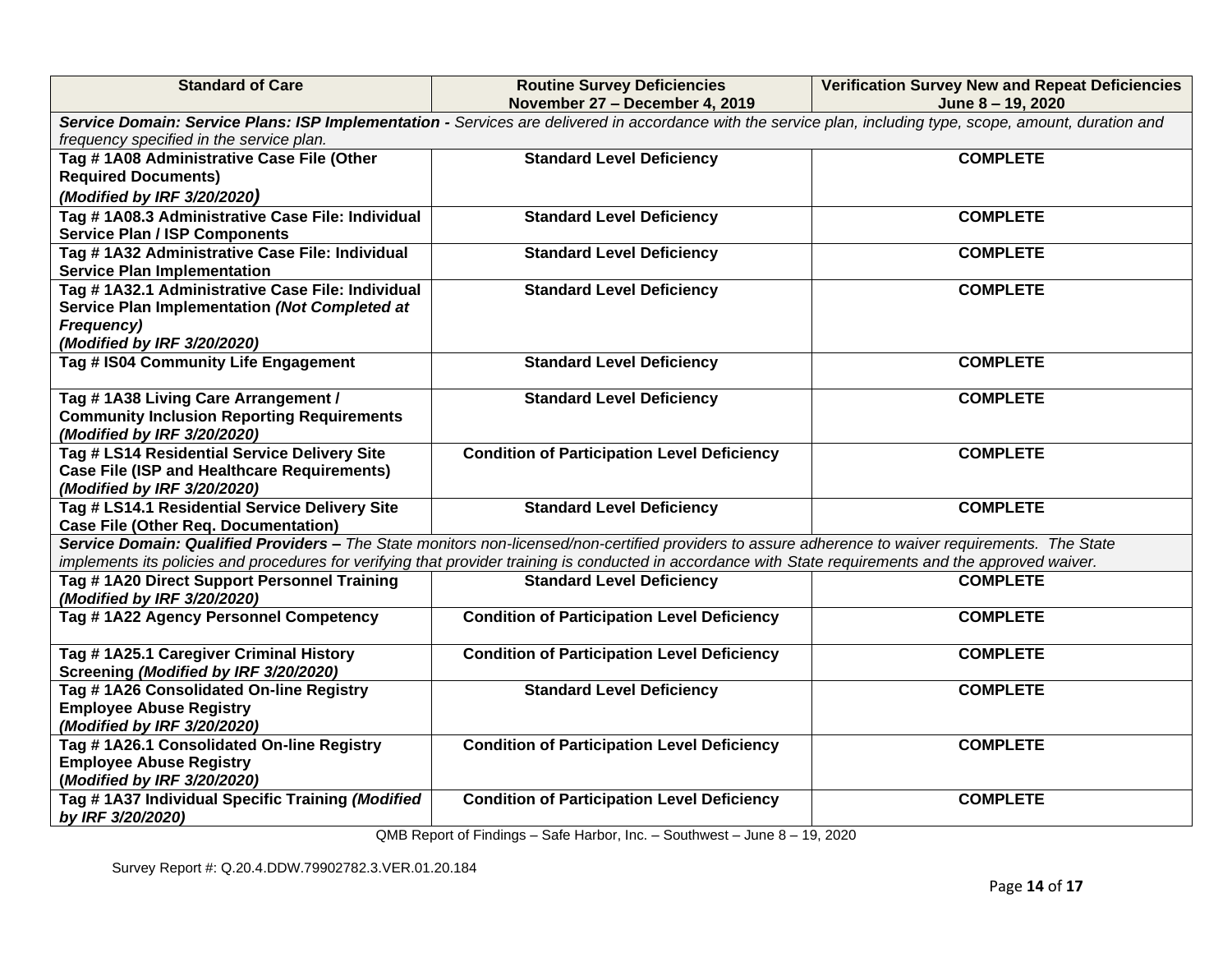| Standard of Care | Routine Survey Deficiencies November 27 – December 4, 2019 | Verification Survey New and Repeat Deficiencies June 8 – 19, 2020 |
|---|---|---|
| ***Service Domain: Service Plans: ISP Implementation -*** *Services are delivered in accordance with the service plan, including type, scope, amount, duration and frequency specified in the service plan.* | | |
| **Tag # 1A08 Administrative Case File (Other Required Documents) *(Modified by IRF 3/20/2020)*** | **Standard Level Deficiency** | **COMPLETE** |
| **Tag # 1A08.3 Administrative Case File: Individual Service Plan / ISP Components** | **Standard Level Deficiency** | **COMPLETE** |
| **Tag # 1A32 Administrative Case File: Individual Service Plan Implementation** | **Standard Level Deficiency** | **COMPLETE** |
| **Tag # 1A32.1 Administrative Case File: Individual Service Plan Implementation *(Not Completed at Frequency)* *(Modified by IRF 3/20/2020)*** | **Standard Level Deficiency** | **COMPLETE** |
| **Tag # IS04 Community Life Engagement** | **Standard Level Deficiency** | **COMPLETE** |
| **Tag # 1A38 Living Care Arrangement / Community Inclusion Reporting Requirements *(Modified by IRF 3/20/2020)*** | **Standard Level Deficiency** | **COMPLETE** |
| **Tag # LS14 Residential Service Delivery Site Case File (ISP and Healthcare Requirements) *(Modified by IRF 3/20/2020)*** | **Condition of Participation Level Deficiency** | **COMPLETE** |
| **Tag # LS14.1 Residential Service Delivery Site Case File (Other Req. Documentation)** | **Standard Level Deficiency** | **COMPLETE** |
| ***Service Domain: Qualified Providers –*** *The State monitors non-licensed/non-certified providers to assure adherence to waiver requirements. The State implements its policies and procedures for verifying that provider training is conducted in accordance with State requirements and the approved waiver.* | | |
| **Tag # 1A20 Direct Support Personnel Training *(Modified by IRF 3/20/2020)*** | **Standard Level Deficiency** | **COMPLETE** |
| **Tag # 1A22 Agency Personnel Competency** | **Condition of Participation Level Deficiency** | **COMPLETE** |
| **Tag # 1A25.1 Caregiver Criminal History Screening *(Modified by IRF 3/20/2020)*** | **Condition of Participation Level Deficiency** | **COMPLETE** |
| **Tag # 1A26 Consolidated On-line Registry Employee Abuse Registry *(Modified by IRF 3/20/2020)*** | **Standard Level Deficiency** | **COMPLETE** |
| **Tag # 1A26.1 Consolidated On-line Registry Employee Abuse Registry (*Modified by IRF 3/20/2020)*** | **Condition of Participation Level Deficiency** | **COMPLETE** |
| **Tag # 1A37 Individual Specific Training *(Modified by IRF 3/20/2020)*** | **Condition of Participation Level Deficiency** | **COMPLETE** |

QMB Report of Findings – Safe Harbor, Inc. – Southwest – June 8 – 19, 2020

Survey Report #: Q.20.4.DDW.79902782.3.VER.01.20.184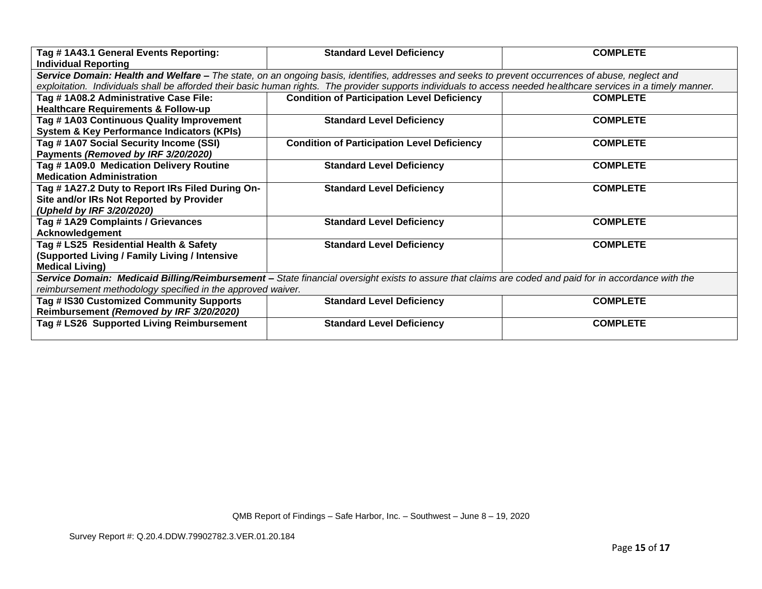| | | |
|---|---|---|
| **Tag # 1A43.1 General Events Reporting: Individual Reporting** | **Standard Level Deficiency** | **COMPLETE** |
| ***Service Domain: Health and Welfare –*** *The state, on an ongoing basis, identifies, addresses and seeks to prevent occurrences of abuse, neglect and exploitation. Individuals shall be afforded their basic human rights. The provider supports individuals to access needed healthcare services in a timely manner.* | | |
| **Tag # 1A08.2 Administrative Case File: Healthcare Requirements & Follow-up** | **Condition of Participation Level Deficiency** | **COMPLETE** |
| **Tag # 1A03 Continuous Quality Improvement System & Key Performance Indicators (KPIs)** | **Standard Level Deficiency** | **COMPLETE** |
| **Tag # 1A07 Social Security Income (SSI) Payments *(Removed by IRF 3/20/2020)*** | **Condition of Participation Level Deficiency** | **COMPLETE** |
| **Tag # 1A09.0 Medication Delivery Routine Medication Administration** | **Standard Level Deficiency** | **COMPLETE** |
| **Tag # 1A27.2 Duty to Report IRs Filed During On-Site and/or IRs Not Reported by Provider *(Upheld by IRF 3/20/2020)*** | **Standard Level Deficiency** | **COMPLETE** |
| **Tag # 1A29 Complaints / Grievances Acknowledgement** | **Standard Level Deficiency** | **COMPLETE** |
| **Tag # LS25 Residential Health & Safety (Supported Living / Family Living / Intensive Medical Living)** | **Standard Level Deficiency** | **COMPLETE** |
| ***Service Domain: Medicaid Billing/Reimbursement –*** *State financial oversight exists to assure that claims are coded and paid for in accordance with the reimbursement methodology specified in the approved waiver.* | | |
| **Tag # IS30 Customized Community Supports Reimbursement *(Removed by IRF 3/20/2020)*** | **Standard Level Deficiency** | **COMPLETE** |
| **Tag # LS26 Supported Living Reimbursement** | **Standard Level Deficiency** | **COMPLETE** |

QMB Report of Findings – Safe Harbor, Inc. – Southwest – June 8 – 19, 2020

Survey Report #: Q.20.4.DDW.79902782.3.VER.01.20.184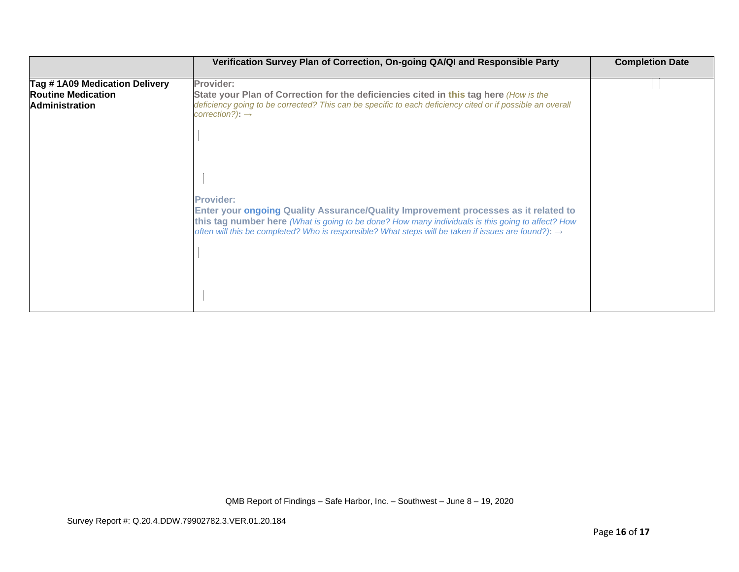| | Verification Survey Plan of Correction, On-going QA/QI and Responsible Party | Completion Date |
|---|---|---|
| **Tag # 1A09 Medication Delivery Routine Medication Administration** | **Provider:**<br>**State your Plan of Correction for the deficiencies cited in this tag here** *(How is the deficiency going to be corrected? This can be specific to each deficiency cited or if possible an overall correction?)*: →<br><br>**Provider:**<br>**Enter your ongoing Quality Assurance/Quality Improvement processes as it related to this tag number here** *(What is going to be done? How many individuals is this going to affect? How often will this be completed? Who is responsible? What steps will be taken if issues are found?)*: → | |

QMB Report of Findings – Safe Harbor, Inc. – Southwest – June 8 – 19, 2020

Survey Report #: Q.20.4.DDW.79902782.3.VER.01.20.184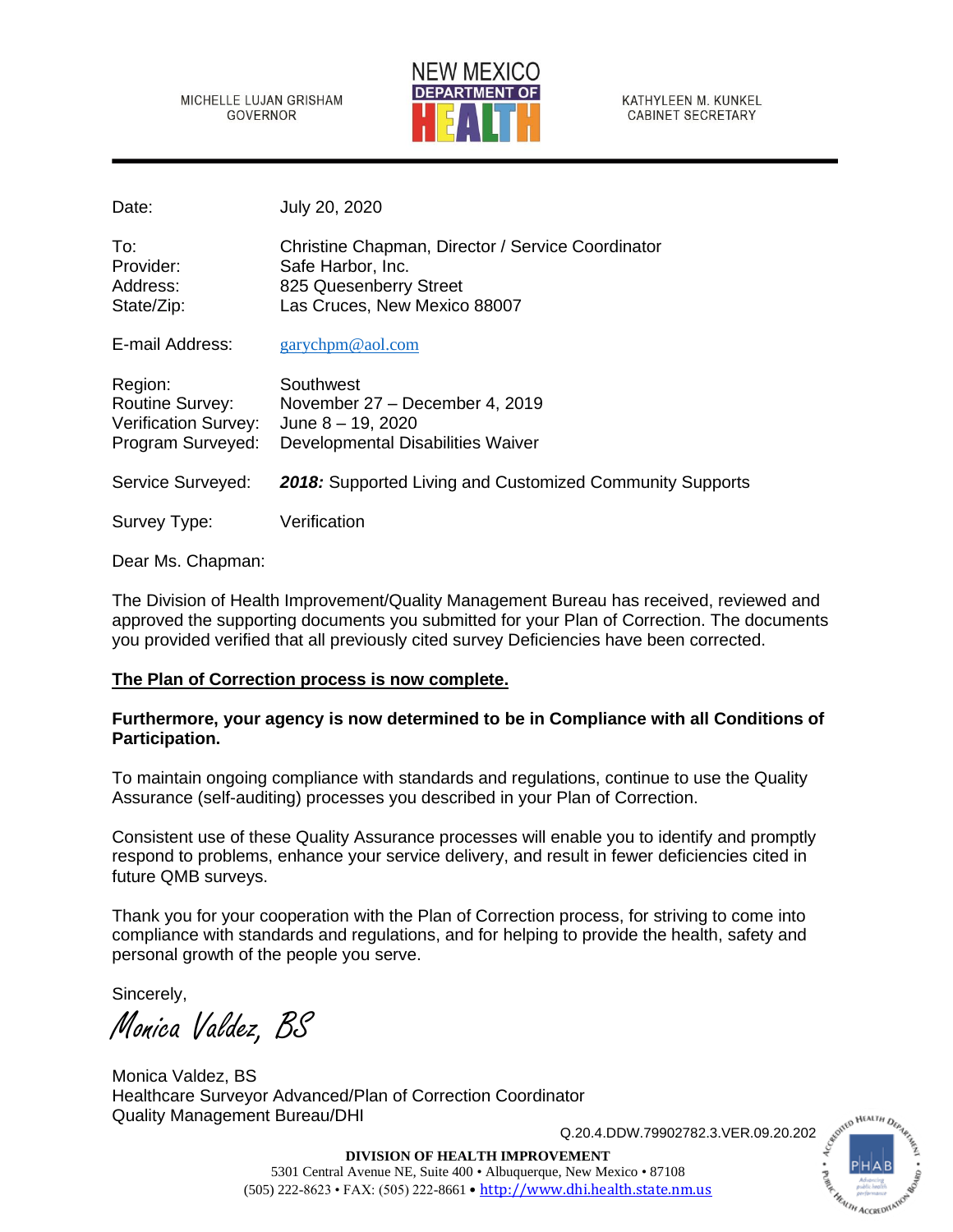MICHELLE LUJAN GRISHAM
GOVERNOR

NEW MEXICO
DEPARTMENT OF
HEALTH

KATHYLEEN M. KUNKEL
CABINET SECRETARY

| | |
|---|---|
| Date: | July 20, 2020 |
| To: | Christine Chapman, Director / Service Coordinator |
| Provider: | Safe Harbor, Inc. |
| Address: | 825 Quesenberry Street |
| State/Zip: | Las Cruces, New Mexico 88007 |
| E-mail Address: | garychpm@aol.com |
| Region: | Southwest |
| Routine Survey: | November 27 – December 4, 2019 |
| Verification Survey: | June 8 – 19, 2020 |
| Program Surveyed: | Developmental Disabilities Waiver |
| Service Surveyed: | ***2018:*** Supported Living and Customized Community Supports |
| Survey Type: | Verification |

Dear Ms. Chapman:

The Division of Health Improvement/Quality Management Bureau has received, reviewed and approved the supporting documents you submitted for your Plan of Correction. The documents you provided verified that all previously cited survey Deficiencies have been corrected.

**The Plan of Correction process is now complete.**

**Furthermore, your agency is now determined to be in Compliance with all Conditions of Participation.**

To maintain ongoing compliance with standards and regulations, continue to use the Quality Assurance (self-auditing) processes you described in your Plan of Correction.

Consistent use of these Quality Assurance processes will enable you to identify and promptly respond to problems, enhance your service delivery, and result in fewer deficiencies cited in future QMB surveys.

Thank you for your cooperation with the Plan of Correction process, for striving to come into compliance with standards and regulations, and for helping to provide the health, safety and personal growth of the people you serve.

Sincerely,

*Monica Valdez, BS*

Monica Valdez, BS
Healthcare Surveyor Advanced/Plan of Correction Coordinator
Quality Management Bureau/DHI

Q.20.4.DDW.79902782.3.VER.09.20.202

**DIVISION OF HEALTH IMPROVEMENT**
5301 Central Avenue NE, Suite 400 • Albuquerque, New Mexico • 87108
(505) 222-8623 • FAX: (505) 222-8661 • http://www.dhi.health.state.nm.us